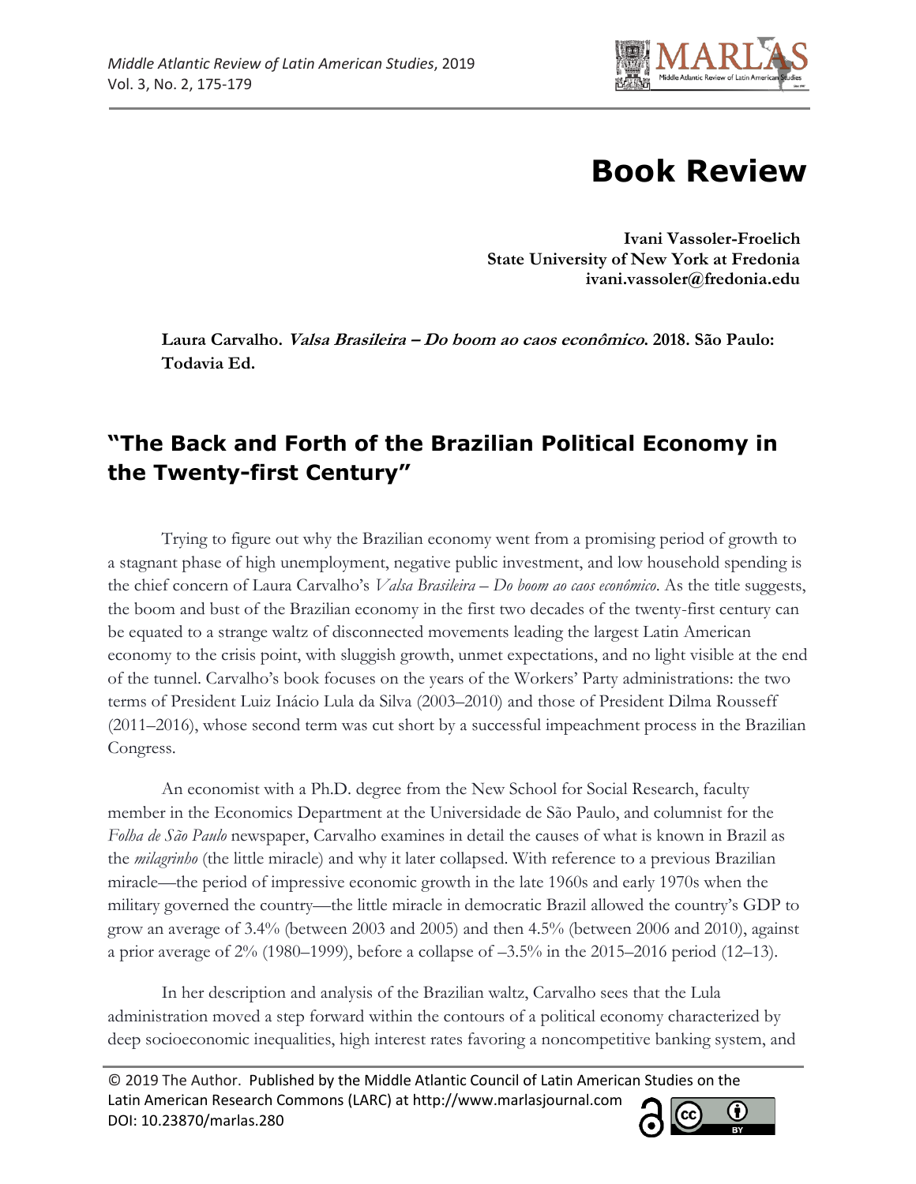# Book Review

**Ivani Vassoler-Froelich**
**State University of New York at Fredonia**
**ivani.vassoler@fredonia.edu**

**Laura Carvalho. *Valsa Brasileira – Do boom ao caos econômico*. 2018. São Paulo: Todavia Ed.**

## "The Back and Forth of the Brazilian Political Economy in the Twenty-first Century"

Trying to figure out why the Brazilian economy went from a promising period of growth to a stagnant phase of high unemployment, negative public investment, and low household spending is the chief concern of Laura Carvalho's *Valsa Brasileira – Do boom ao caos econômico*. As the title suggests, the boom and bust of the Brazilian economy in the first two decades of the twenty-first century can be equated to a strange waltz of disconnected movements leading the largest Latin American economy to the crisis point, with sluggish growth, unmet expectations, and no light visible at the end of the tunnel. Carvalho's book focuses on the years of the Workers' Party administrations: the two terms of President Luiz Inácio Lula da Silva (2003–2010) and those of President Dilma Rousseff (2011–2016), whose second term was cut short by a successful impeachment process in the Brazilian Congress.

An economist with a Ph.D. degree from the New School for Social Research, faculty member in the Economics Department at the Universidade de São Paulo, and columnist for the *Folha de São Paulo* newspaper, Carvalho examines in detail the causes of what is known in Brazil as the *milagrinho* (the little miracle) and why it later collapsed. With reference to a previous Brazilian miracle—the period of impressive economic growth in the late 1960s and early 1970s when the military governed the country—the little miracle in democratic Brazil allowed the country's GDP to grow an average of 3.4% (between 2003 and 2005) and then 4.5% (between 2006 and 2010), against a prior average of 2% (1980–1999), before a collapse of –3.5% in the 2015–2016 period (12–13).

In her description and analysis of the Brazilian waltz, Carvalho sees that the Lula administration moved a step forward within the contours of a political economy characterized by deep socioeconomic inequalities, high interest rates favoring a noncompetitive banking system, and

© 2019 The Author. Published by the Middle Atlantic Council of Latin American Studies on the Latin American Research Commons (LARC) at http://www.marlasjournal.com
DOI: 10.23870/marlas.280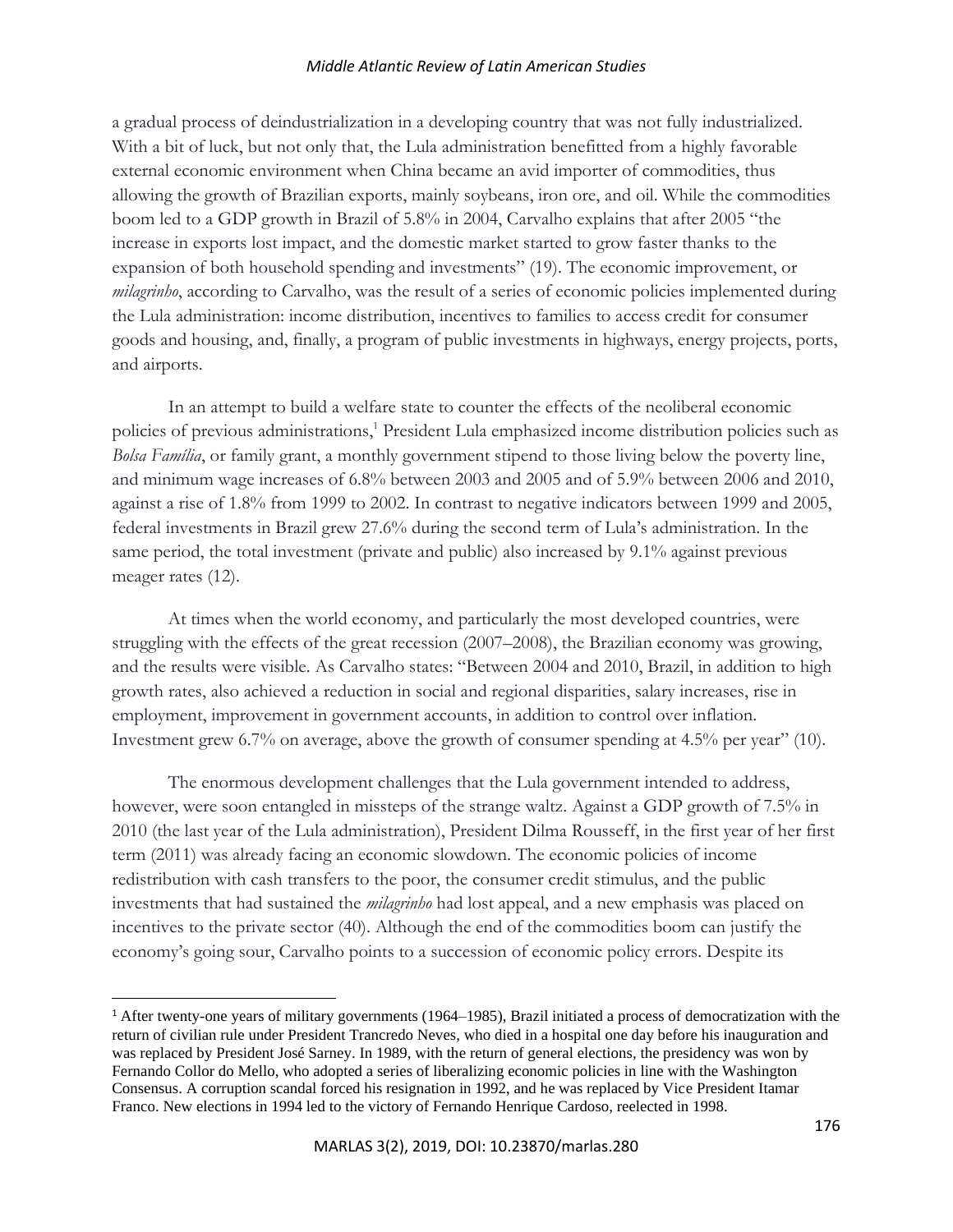a gradual process of deindustrialization in a developing country that was not fully industrialized. With a bit of luck, but not only that, the Lula administration benefitted from a highly favorable external economic environment when China became an avid importer of commodities, thus allowing the growth of Brazilian exports, mainly soybeans, iron ore, and oil. While the commodities boom led to a GDP growth in Brazil of 5.8% in 2004, Carvalho explains that after 2005 "the increase in exports lost impact, and the domestic market started to grow faster thanks to the expansion of both household spending and investments" (19). The economic improvement, or *milagrinho*, according to Carvalho, was the result of a series of economic policies implemented during the Lula administration: income distribution, incentives to families to access credit for consumer goods and housing, and, finally, a program of public investments in highways, energy projects, ports, and airports.

In an attempt to build a welfare state to counter the effects of the neoliberal economic policies of previous administrations,[1] President Lula emphasized income distribution policies such as *Bolsa Família*, or family grant, a monthly government stipend to those living below the poverty line, and minimum wage increases of 6.8% between 2003 and 2005 and of 5.9% between 2006 and 2010, against a rise of 1.8% from 1999 to 2002. In contrast to negative indicators between 1999 and 2005, federal investments in Brazil grew 27.6% during the second term of Lula's administration. In the same period, the total investment (private and public) also increased by 9.1% against previous meager rates (12).

At times when the world economy, and particularly the most developed countries, were struggling with the effects of the great recession (2007–2008), the Brazilian economy was growing, and the results were visible. As Carvalho states: "Between 2004 and 2010, Brazil, in addition to high growth rates, also achieved a reduction in social and regional disparities, salary increases, rise in employment, improvement in government accounts, in addition to control over inflation. Investment grew 6.7% on average, above the growth of consumer spending at 4.5% per year" (10).

The enormous development challenges that the Lula government intended to address, however, were soon entangled in missteps of the strange waltz. Against a GDP growth of 7.5% in 2010 (the last year of the Lula administration), President Dilma Rousseff, in the first year of her first term (2011) was already facing an economic slowdown. The economic policies of income redistribution with cash transfers to the poor, the consumer credit stimulus, and the public investments that had sustained the *milagrinho* had lost appeal, and a new emphasis was placed on incentives to the private sector (40). Although the end of the commodities boom can justify the economy's going sour, Carvalho points to a succession of economic policy errors. Despite its

---

[1] After twenty-one years of military governments (1964–1985), Brazil initiated a process of democratization with the return of civilian rule under President Trancredo Neves, who died in a hospital one day before his inauguration and was replaced by President José Sarney. In 1989, with the return of general elections, the presidency was won by Fernando Collor do Mello, who adopted a series of liberalizing economic policies in line with the Washington Consensus. A corruption scandal forced his resignation in 1992, and he was replaced by Vice President Itamar Franco. New elections in 1994 led to the victory of Fernando Henrique Cardoso, reelected in 1998.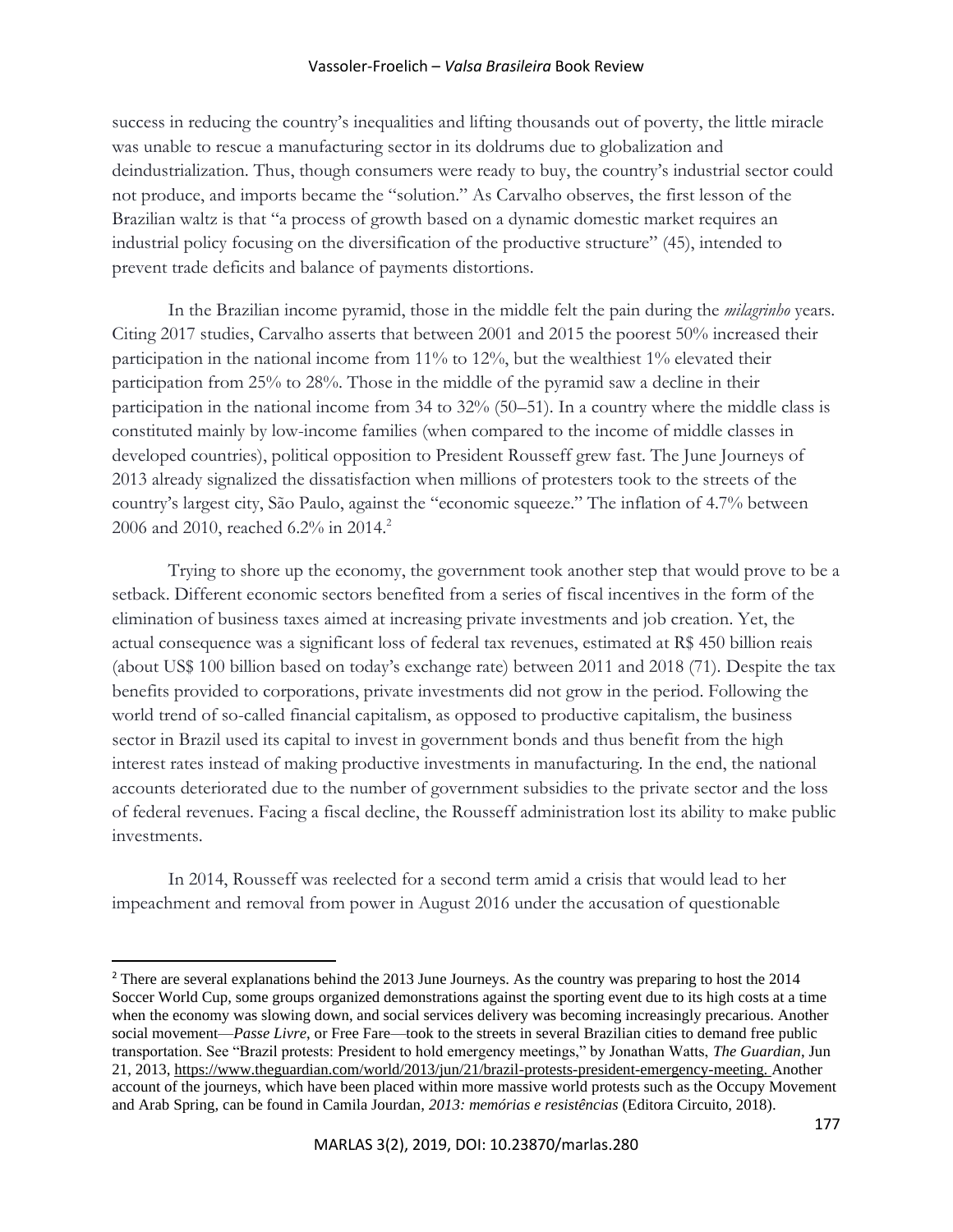success in reducing the country's inequalities and lifting thousands out of poverty, the little miracle was unable to rescue a manufacturing sector in its doldrums due to globalization and deindustrialization. Thus, though consumers were ready to buy, the country's industrial sector could not produce, and imports became the "solution." As Carvalho observes, the first lesson of the Brazilian waltz is that "a process of growth based on a dynamic domestic market requires an industrial policy focusing on the diversification of the productive structure" (45), intended to prevent trade deficits and balance of payments distortions.

In the Brazilian income pyramid, those in the middle felt the pain during the *milagrinho* years. Citing 2017 studies, Carvalho asserts that between 2001 and 2015 the poorest 50% increased their participation in the national income from 11% to 12%, but the wealthiest 1% elevated their participation from 25% to 28%. Those in the middle of the pyramid saw a decline in their participation in the national income from 34 to 32% (50–51). In a country where the middle class is constituted mainly by low-income families (when compared to the income of middle classes in developed countries), political opposition to President Rousseff grew fast. The June Journeys of 2013 already signalized the dissatisfaction when millions of protesters took to the streets of the country's largest city, São Paulo, against the "economic squeeze." The inflation of 4.7% between 2006 and 2010, reached 6.2% in 2014.[2]

Trying to shore up the economy, the government took another step that would prove to be a setback. Different economic sectors benefited from a series of fiscal incentives in the form of the elimination of business taxes aimed at increasing private investments and job creation. Yet, the actual consequence was a significant loss of federal tax revenues, estimated at R$ 450 billion reais (about US$ 100 billion based on today's exchange rate) between 2011 and 2018 (71). Despite the tax benefits provided to corporations, private investments did not grow in the period. Following the world trend of so-called financial capitalism, as opposed to productive capitalism, the business sector in Brazil used its capital to invest in government bonds and thus benefit from the high interest rates instead of making productive investments in manufacturing. In the end, the national accounts deteriorated due to the number of government subsidies to the private sector and the loss of federal revenues. Facing a fiscal decline, the Rousseff administration lost its ability to make public investments.

In 2014, Rousseff was reelected for a second term amid a crisis that would lead to her impeachment and removal from power in August 2016 under the accusation of questionable

---

[2] There are several explanations behind the 2013 June Journeys. As the country was preparing to host the 2014 Soccer World Cup, some groups organized demonstrations against the sporting event due to its high costs at a time when the economy was slowing down, and social services delivery was becoming increasingly precarious. Another social movement—*Passe Livre*, or Free Fare—took to the streets in several Brazilian cities to demand free public transportation. See "Brazil protests: President to hold emergency meetings," by Jonathan Watts, *The Guardian*, Jun 21, 2013, https://www.theguardian.com/world/2013/jun/21/brazil-protests-president-emergency-meeting. Another account of the journeys, which have been placed within more massive world protests such as the Occupy Movement and Arab Spring, can be found in Camila Jourdan, *2013: memórias e resistências* (Editora Circuito, 2018).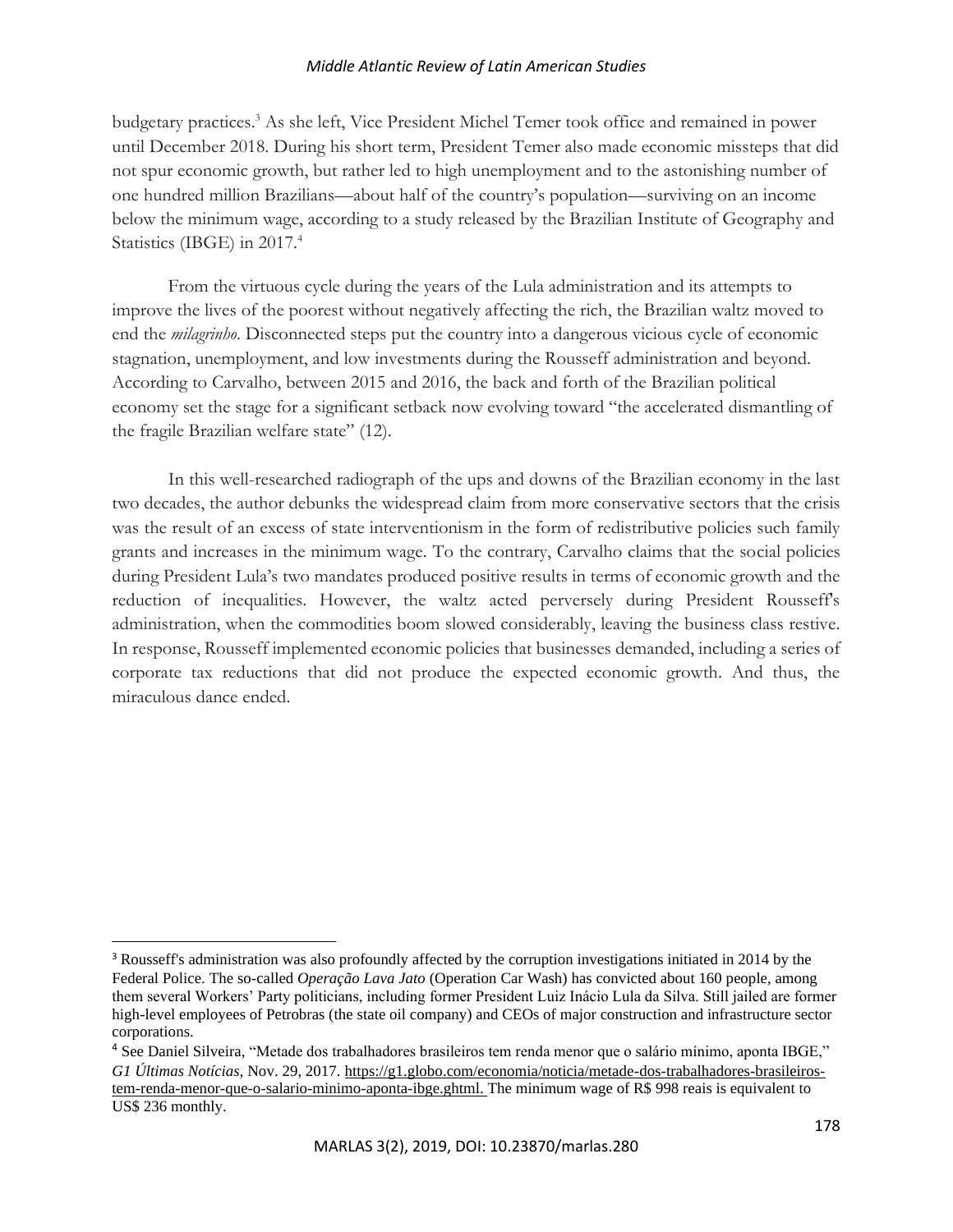budgetary practices.[3] As she left, Vice President Michel Temer took office and remained in power until December 2018. During his short term, President Temer also made economic missteps that did not spur economic growth, but rather led to high unemployment and to the astonishing number of one hundred million Brazilians—about half of the country's population—surviving on an income below the minimum wage, according to a study released by the Brazilian Institute of Geography and Statistics (IBGE) in 2017.[4]

From the virtuous cycle during the years of the Lula administration and its attempts to improve the lives of the poorest without negatively affecting the rich, the Brazilian waltz moved to end the *milagrinho*. Disconnected steps put the country into a dangerous vicious cycle of economic stagnation, unemployment, and low investments during the Rousseff administration and beyond. According to Carvalho, between 2015 and 2016, the back and forth of the Brazilian political economy set the stage for a significant setback now evolving toward "the accelerated dismantling of the fragile Brazilian welfare state" (12).

In this well-researched radiograph of the ups and downs of the Brazilian economy in the last two decades, the author debunks the widespread claim from more conservative sectors that the crisis was the result of an excess of state interventionism in the form of redistributive policies such family grants and increases in the minimum wage. To the contrary, Carvalho claims that the social policies during President Lula's two mandates produced positive results in terms of economic growth and the reduction of inequalities. However, the waltz acted perversely during President Rousseff's administration, when the commodities boom slowed considerably, leaving the business class restive. In response, Rousseff implemented economic policies that businesses demanded, including a series of corporate tax reductions that did not produce the expected economic growth. And thus, the miraculous dance ended.

---

[3] Rousseff's administration was also profoundly affected by the corruption investigations initiated in 2014 by the Federal Police. The so-called *Operação Lava Jato* (Operation Car Wash) has convicted about 160 people, among them several Workers' Party politicians, including former President Luiz Inácio Lula da Silva. Still jailed are former high-level employees of Petrobras (the state oil company) and CEOs of major construction and infrastructure sector corporations.

[4] See Daniel Silveira, "Metade dos trabalhadores brasileiros tem renda menor que o salário mínimo, aponta IBGE," *G1 Últimas Notícias*, Nov. 29, 2017. https://g1.globo.com/economia/noticia/metade-dos-trabalhadores-brasileiros-tem-renda-menor-que-o-salario-minimo-aponta-ibge.ghtml. The minimum wage of R$ 998 reais is equivalent to US$ 236 monthly.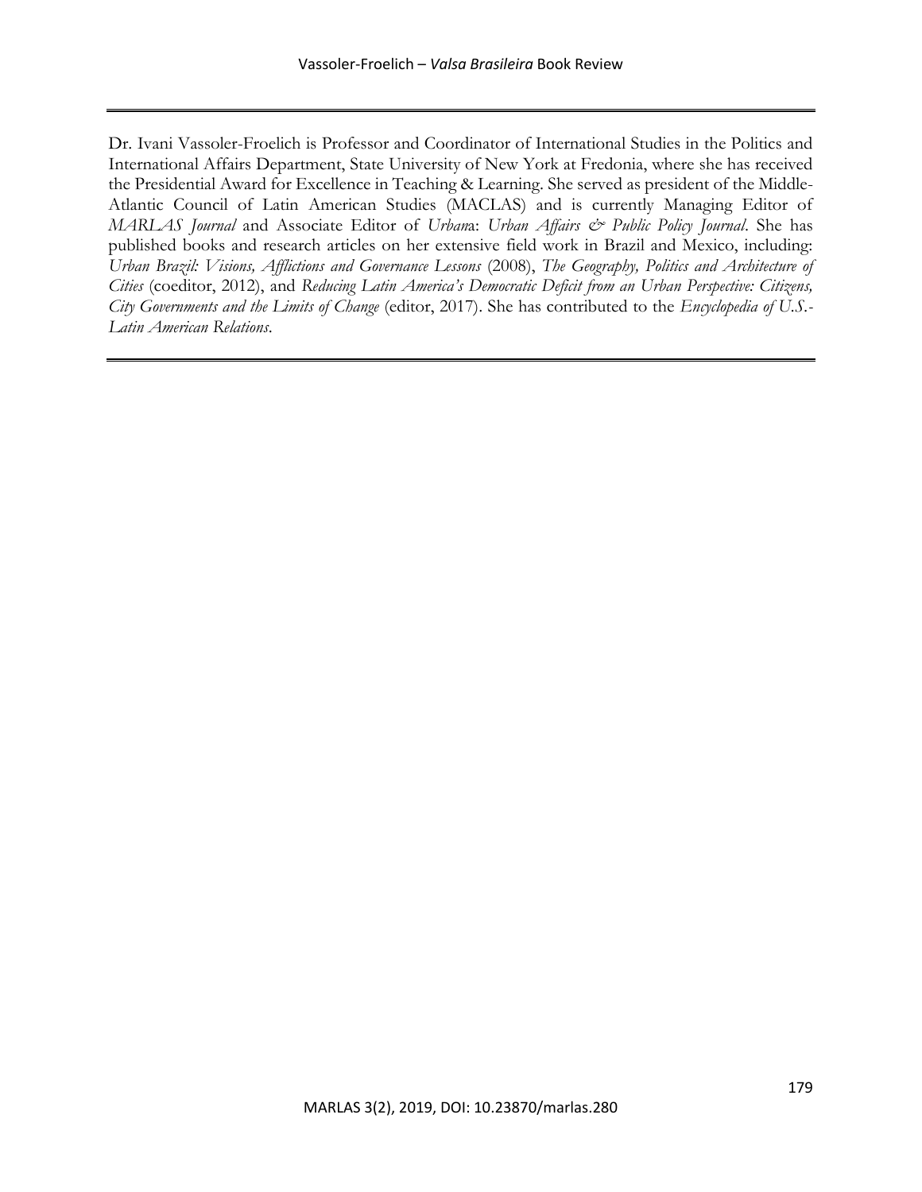Dr. Ivani Vassoler-Froelich is Professor and Coordinator of International Studies in the Politics and International Affairs Department, State University of New York at Fredonia, where she has received the Presidential Award for Excellence in Teaching & Learning. She served as president of the Middle-Atlantic Council of Latin American Studies (MACLAS) and is currently Managing Editor of *MARLAS Journal* and Associate Editor of *Urbana*: *Urban Affairs & Public Policy Journal*. She has published books and research articles on her extensive field work in Brazil and Mexico, including: *Urban Brazil: Visions, Afflictions and Governance Lessons* (2008), *The Geography, Politics and Architecture of Cities* (coeditor, 2012), and *Reducing Latin America's Democratic Deficit from an Urban Perspective: Citizens, City Governments and the Limits of Change* (editor, 2017). She has contributed to the *Encyclopedia of U.S.-Latin American Relations*.